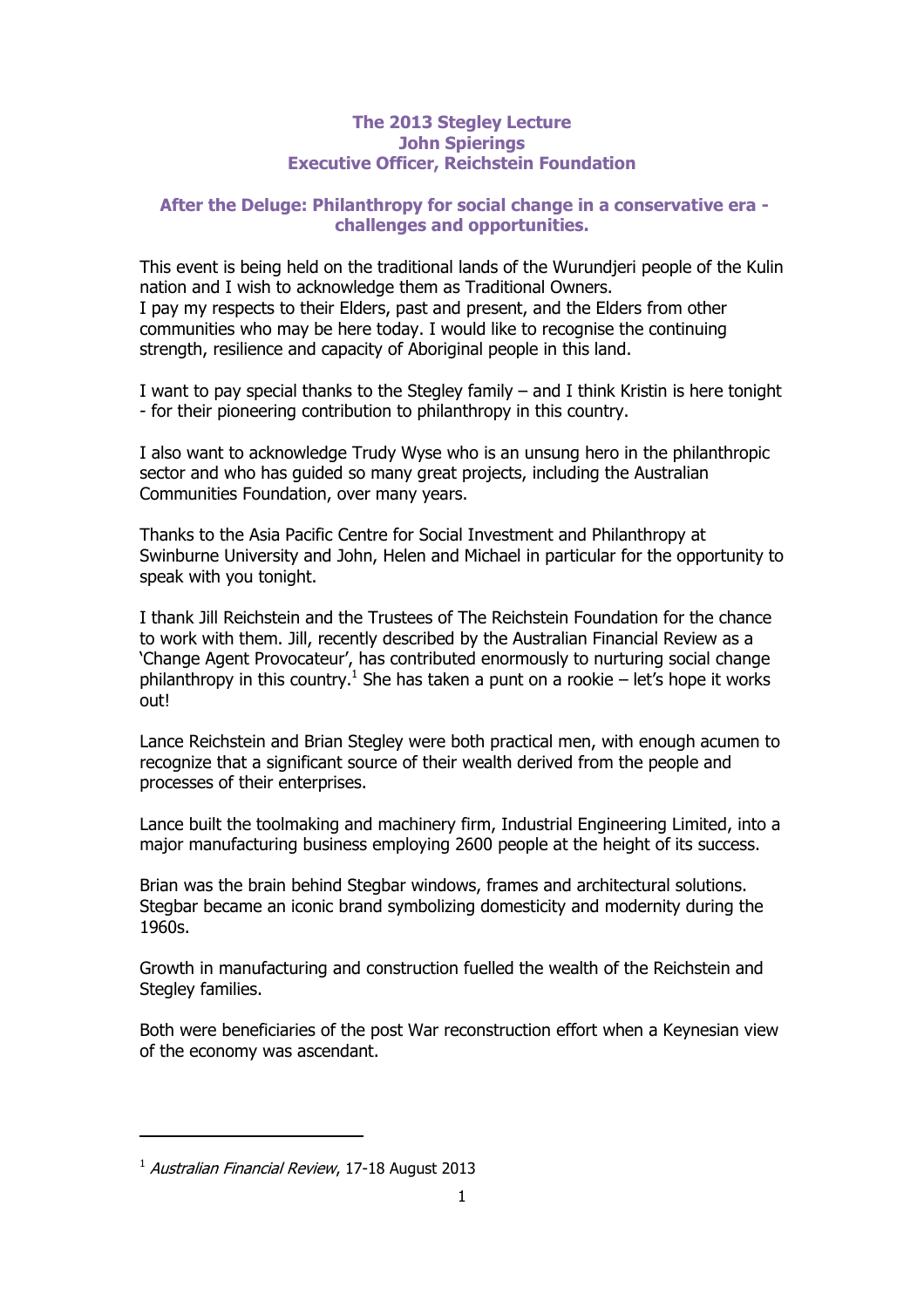# The 2013 Stegley Lecture
## John Spierings
## Executive Officer, Reichstein Foundation

## After the Deluge: Philanthropy for social change in a conservative era - challenges and opportunities.

This event is being held on the traditional lands of the Wurundjeri people of the Kulin nation and I wish to acknowledge them as Traditional Owners.
I pay my respects to their Elders, past and present, and the Elders from other communities who may be here today. I would like to recognise the continuing strength, resilience and capacity of Aboriginal people in this land.

I want to pay special thanks to the Stegley family – and I think Kristin is here tonight - for their pioneering contribution to philanthropy in this country.

I also want to acknowledge Trudy Wyse who is an unsung hero in the philanthropic sector and who has guided so many great projects, including the Australian Communities Foundation, over many years.

Thanks to the Asia Pacific Centre for Social Investment and Philanthropy at Swinburne University and John, Helen and Michael in particular for the opportunity to speak with you tonight.

I thank Jill Reichstein and the Trustees of The Reichstein Foundation for the chance to work with them. Jill, recently described by the Australian Financial Review as a 'Change Agent Provocateur', has contributed enormously to nurturing social change philanthropy in this country.[1] She has taken a punt on a rookie – let's hope it works out!

Lance Reichstein and Brian Stegley were both practical men, with enough acumen to recognize that a significant source of their wealth derived from the people and processes of their enterprises.

Lance built the toolmaking and machinery firm, Industrial Engineering Limited, into a major manufacturing business employing 2600 people at the height of its success.

Brian was the brain behind Stegbar windows, frames and architectural solutions. Stegbar became an iconic brand symbolizing domesticity and modernity during the 1960s.

Growth in manufacturing and construction fuelled the wealth of the Reichstein and Stegley families.

Both were beneficiaries of the post War reconstruction effort when a Keynesian view of the economy was ascendant.

---

[1] *Australian Financial Review*, 17-18 August 2013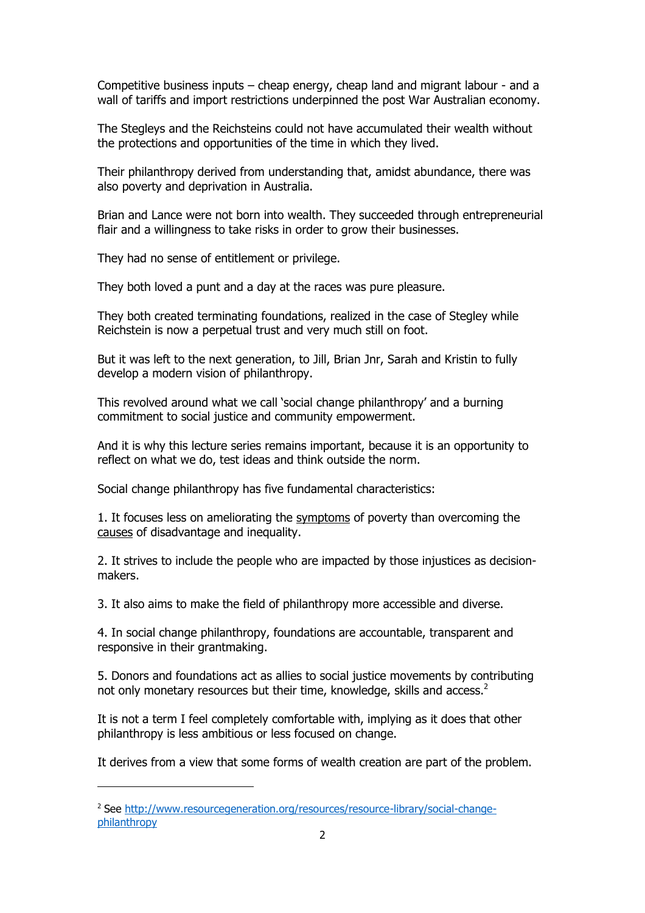Competitive business inputs – cheap energy, cheap land and migrant labour - and a wall of tariffs and import restrictions underpinned the post War Australian economy.

The Stegleys and the Reichsteins could not have accumulated their wealth without the protections and opportunities of the time in which they lived.

Their philanthropy derived from understanding that, amidst abundance, there was also poverty and deprivation in Australia.

Brian and Lance were not born into wealth. They succeeded through entrepreneurial flair and a willingness to take risks in order to grow their businesses.

They had no sense of entitlement or privilege.

They both loved a punt and a day at the races was pure pleasure.

They both created terminating foundations, realized in the case of Stegley while Reichstein is now a perpetual trust and very much still on foot.

But it was left to the next generation, to Jill, Brian Jnr, Sarah and Kristin to fully develop a modern vision of philanthropy.

This revolved around what we call 'social change philanthropy' and a burning commitment to social justice and community empowerment.

And it is why this lecture series remains important, because it is an opportunity to reflect on what we do, test ideas and think outside the norm.

Social change philanthropy has five fundamental characteristics:

1. It focuses less on ameliorating the <u>symptoms</u> of poverty than overcoming the <u>causes</u> of disadvantage and inequality.

2. It strives to include the people who are impacted by those injustices as decision-makers.

3. It also aims to make the field of philanthropy more accessible and diverse.

4. In social change philanthropy, foundations are accountable, transparent and responsive in their grantmaking.

5. Donors and foundations act as allies to social justice movements by contributing not only monetary resources but their time, knowledge, skills and access.[2]

It is not a term I feel completely comfortable with, implying as it does that other philanthropy is less ambitious or less focused on change.

It derives from a view that some forms of wealth creation are part of the problem.

---

[2] See http://www.resourcegeneration.org/resources/resource-library/social-change-philanthropy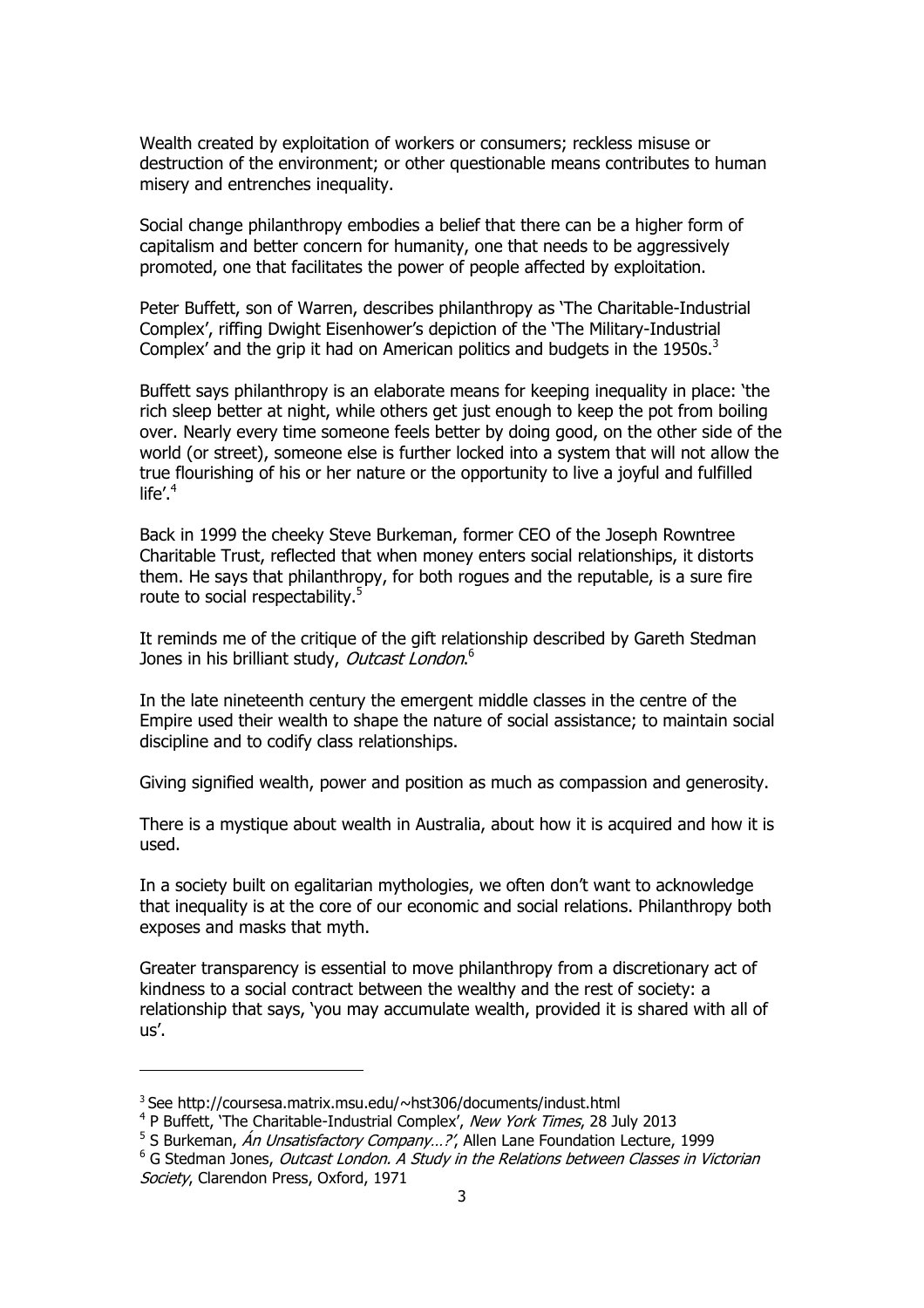Wealth created by exploitation of workers or consumers; reckless misuse or destruction of the environment; or other questionable means contributes to human misery and entrenches inequality.

Social change philanthropy embodies a belief that there can be a higher form of capitalism and better concern for humanity, one that needs to be aggressively promoted, one that facilitates the power of people affected by exploitation.

Peter Buffett, son of Warren, describes philanthropy as 'The Charitable-Industrial Complex', riffing Dwight Eisenhower's depiction of the 'The Military-Industrial Complex' and the grip it had on American politics and budgets in the 1950s.[3]

Buffett says philanthropy is an elaborate means for keeping inequality in place: 'the rich sleep better at night, while others get just enough to keep the pot from boiling over. Nearly every time someone feels better by doing good, on the other side of the world (or street), someone else is further locked into a system that will not allow the true flourishing of his or her nature or the opportunity to live a joyful and fulfilled life'.[4]

Back in 1999 the cheeky Steve Burkeman, former CEO of the Joseph Rowntree Charitable Trust, reflected that when money enters social relationships, it distorts them. He says that philanthropy, for both rogues and the reputable, is a sure fire route to social respectability.[5]

It reminds me of the critique of the gift relationship described by Gareth Stedman Jones in his brilliant study, *Outcast London*.[6]

In the late nineteenth century the emergent middle classes in the centre of the Empire used their wealth to shape the nature of social assistance; to maintain social discipline and to codify class relationships.

Giving signified wealth, power and position as much as compassion and generosity.

There is a mystique about wealth in Australia, about how it is acquired and how it is used.

In a society built on egalitarian mythologies, we often don't want to acknowledge that inequality is at the core of our economic and social relations. Philanthropy both exposes and masks that myth.

Greater transparency is essential to move philanthropy from a discretionary act of kindness to a social contract between the wealthy and the rest of society: a relationship that says, 'you may accumulate wealth, provided it is shared with all of us'.

---

[3] See http://coursesa.matrix.msu.edu/~hst306/documents/indust.html

[4] P Buffett, 'The Charitable-Industrial Complex', *New York Times*, 28 July 2013

[5] S Burkeman, *Án Unsatisfactory Company…?'*, Allen Lane Foundation Lecture, 1999

[6] G Stedman Jones, *Outcast London. A Study in the Relations between Classes in Victorian Society*, Clarendon Press, Oxford, 1971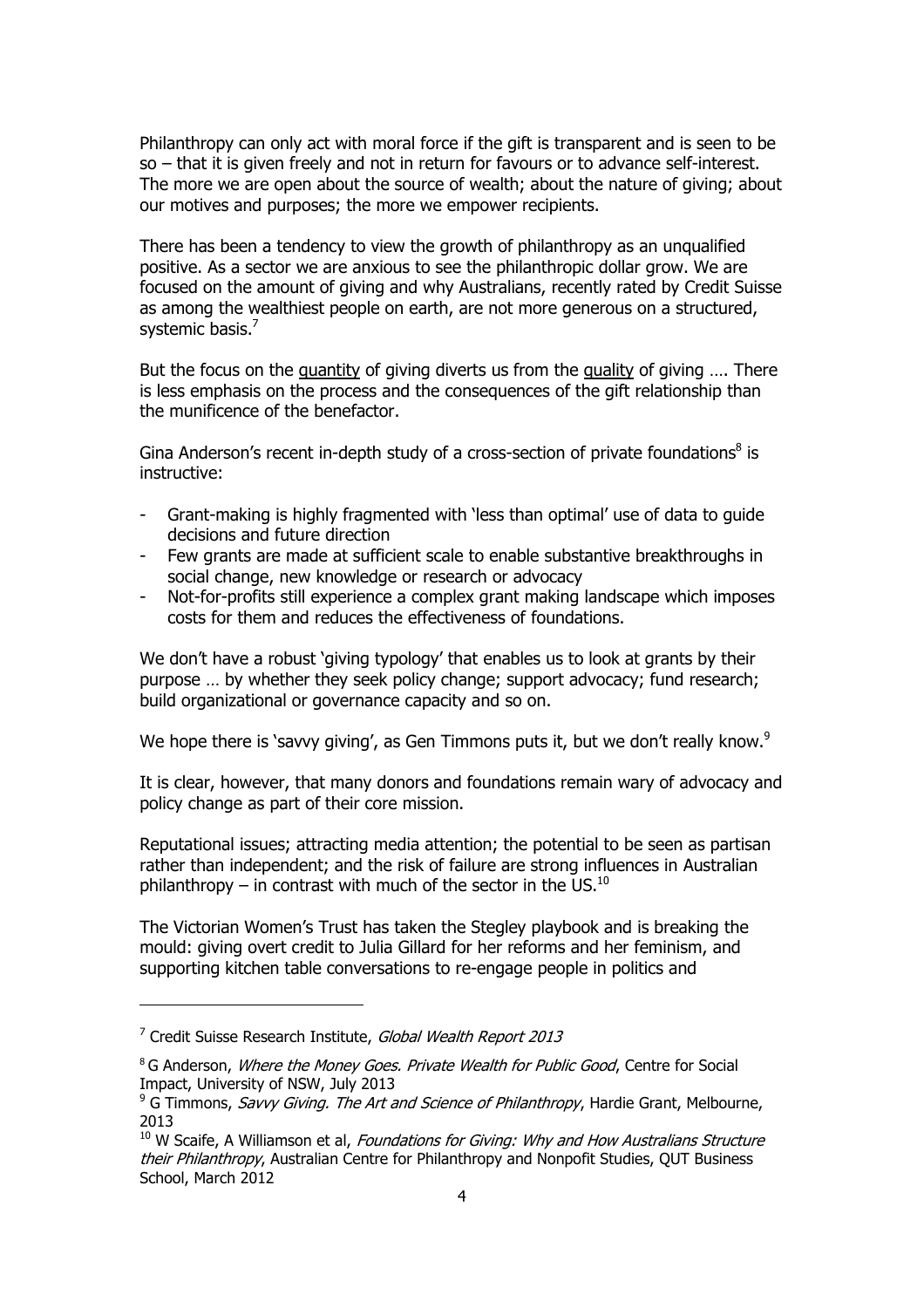Philanthropy can only act with moral force if the gift is transparent and is seen to be so – that it is given freely and not in return for favours or to advance self-interest. The more we are open about the source of wealth; about the nature of giving; about our motives and purposes; the more we empower recipients.

There has been a tendency to view the growth of philanthropy as an unqualified positive. As a sector we are anxious to see the philanthropic dollar grow. We are focused on the amount of giving and why Australians, recently rated by Credit Suisse as among the wealthiest people on earth, are not more generous on a structured, systemic basis.[7]

But the focus on the quantity of giving diverts us from the quality of giving …. There is less emphasis on the process and the consequences of the gift relationship than the munificence of the benefactor.

Gina Anderson's recent in-depth study of a cross-section of private foundations[8] is instructive:

- Grant-making is highly fragmented with 'less than optimal' use of data to guide decisions and future direction
- Few grants are made at sufficient scale to enable substantive breakthroughs in social change, new knowledge or research or advocacy
- Not-for-profits still experience a complex grant making landscape which imposes costs for them and reduces the effectiveness of foundations.

We don't have a robust 'giving typology' that enables us to look at grants by their purpose … by whether they seek policy change; support advocacy; fund research; build organizational or governance capacity and so on.

We hope there is 'savvy giving', as Gen Timmons puts it, but we don't really know.[9]

It is clear, however, that many donors and foundations remain wary of advocacy and policy change as part of their core mission.

Reputational issues; attracting media attention; the potential to be seen as partisan rather than independent; and the risk of failure are strong influences in Australian philanthropy – in contrast with much of the sector in the US.[10]

The Victorian Women's Trust has taken the Stegley playbook and is breaking the mould: giving overt credit to Julia Gillard for her reforms and her feminism, and supporting kitchen table conversations to re-engage people in politics and

---

[7] Credit Suisse Research Institute, *Global Wealth Report 2013*

[8] G Anderson, *Where the Money Goes. Private Wealth for Public Good*, Centre for Social Impact, University of NSW, July 2013

[9] G Timmons, *Savvy Giving. The Art and Science of Philanthropy*, Hardie Grant, Melbourne, 2013

[10] W Scaife, A Williamson et al, *Foundations for Giving: Why and How Australians Structure their Philanthropy*, Australian Centre for Philanthropy and Nonpofit Studies, QUT Business School, March 2012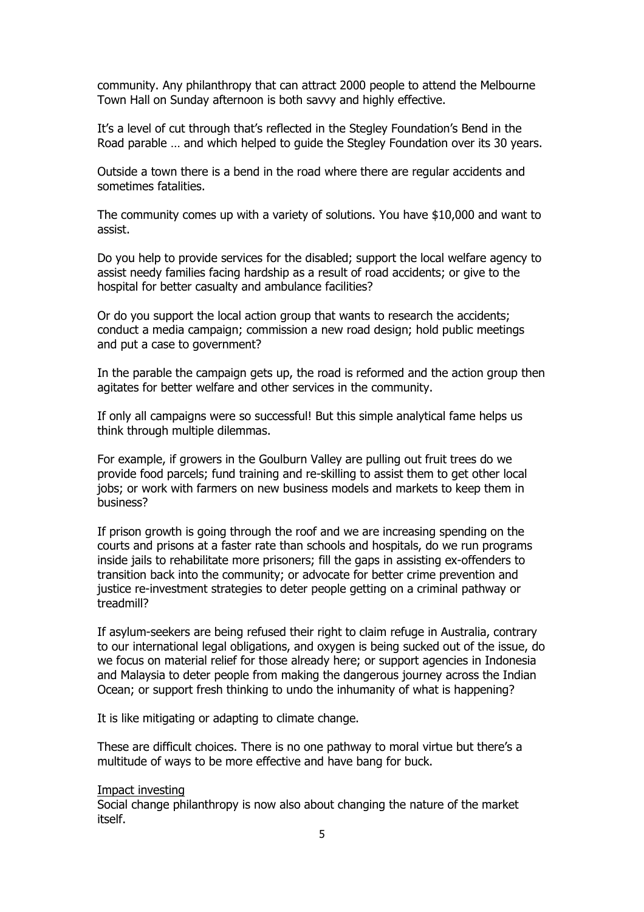community. Any philanthropy that can attract 2000 people to attend the Melbourne Town Hall on Sunday afternoon is both savvy and highly effective.

It's a level of cut through that's reflected in the Stegley Foundation's Bend in the Road parable … and which helped to guide the Stegley Foundation over its 30 years.

Outside a town there is a bend in the road where there are regular accidents and sometimes fatalities.

The community comes up with a variety of solutions. You have $10,000 and want to assist.

Do you help to provide services for the disabled; support the local welfare agency to assist needy families facing hardship as a result of road accidents; or give to the hospital for better casualty and ambulance facilities?

Or do you support the local action group that wants to research the accidents; conduct a media campaign; commission a new road design; hold public meetings and put a case to government?

In the parable the campaign gets up, the road is reformed and the action group then agitates for better welfare and other services in the community.

If only all campaigns were so successful! But this simple analytical fame helps us think through multiple dilemmas.

For example, if growers in the Goulburn Valley are pulling out fruit trees do we provide food parcels; fund training and re-skilling to assist them to get other local jobs; or work with farmers on new business models and markets to keep them in business?

If prison growth is going through the roof and we are increasing spending on the courts and prisons at a faster rate than schools and hospitals, do we run programs inside jails to rehabilitate more prisoners; fill the gaps in assisting ex-offenders to transition back into the community; or advocate for better crime prevention and justice re-investment strategies to deter people getting on a criminal pathway or treadmill?

If asylum-seekers are being refused their right to claim refuge in Australia, contrary to our international legal obligations, and oxygen is being sucked out of the issue, do we focus on material relief for those already here; or support agencies in Indonesia and Malaysia to deter people from making the dangerous journey across the Indian Ocean; or support fresh thinking to undo the inhumanity of what is happening?

It is like mitigating or adapting to climate change.

These are difficult choices. There is no one pathway to moral virtue but there's a multitude of ways to be more effective and have bang for buck.

<u>Impact investing</u>

Social change philanthropy is now also about changing the nature of the market itself.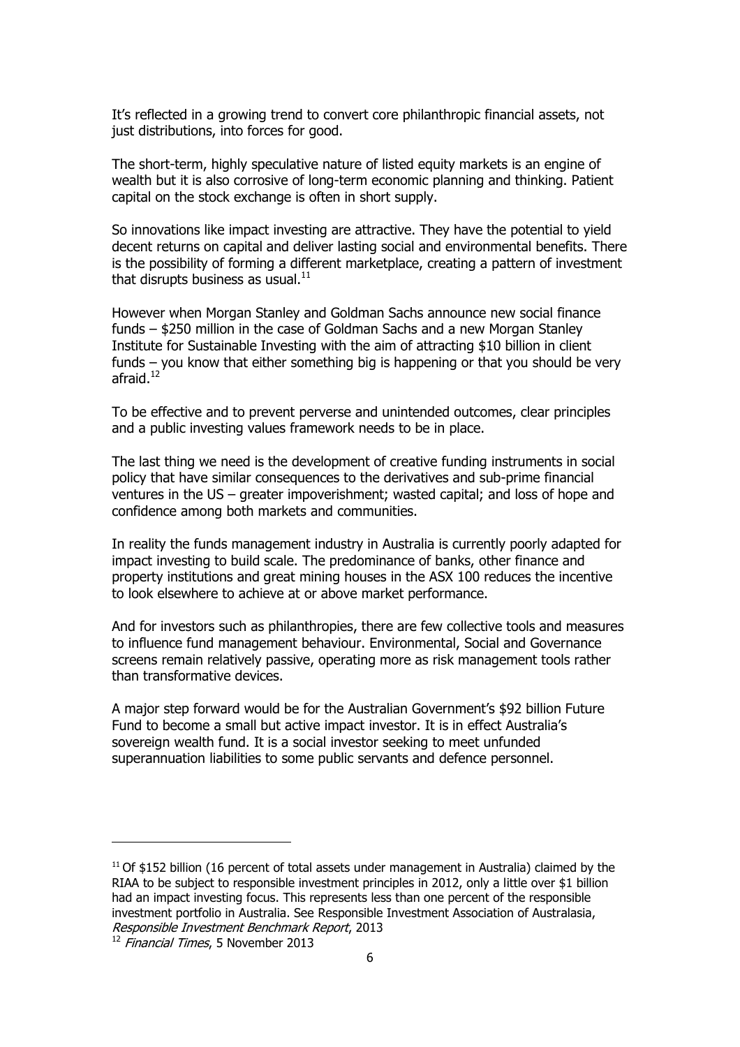It's reflected in a growing trend to convert core philanthropic financial assets, not just distributions, into forces for good.

The short-term, highly speculative nature of listed equity markets is an engine of wealth but it is also corrosive of long-term economic planning and thinking. Patient capital on the stock exchange is often in short supply.

So innovations like impact investing are attractive. They have the potential to yield decent returns on capital and deliver lasting social and environmental benefits. There is the possibility of forming a different marketplace, creating a pattern of investment that disrupts business as usual.[11]

However when Morgan Stanley and Goldman Sachs announce new social finance funds – $250 million in the case of Goldman Sachs and a new Morgan Stanley Institute for Sustainable Investing with the aim of attracting $10 billion in client funds – you know that either something big is happening or that you should be very afraid.[12]

To be effective and to prevent perverse and unintended outcomes, clear principles and a public investing values framework needs to be in place.

The last thing we need is the development of creative funding instruments in social policy that have similar consequences to the derivatives and sub-prime financial ventures in the US – greater impoverishment; wasted capital; and loss of hope and confidence among both markets and communities.

In reality the funds management industry in Australia is currently poorly adapted for impact investing to build scale. The predominance of banks, other finance and property institutions and great mining houses in the ASX 100 reduces the incentive to look elsewhere to achieve at or above market performance.

And for investors such as philanthropies, there are few collective tools and measures to influence fund management behaviour. Environmental, Social and Governance screens remain relatively passive, operating more as risk management tools rather than transformative devices.

A major step forward would be for the Australian Government's $92 billion Future Fund to become a small but active impact investor. It is in effect Australia's sovereign wealth fund. It is a social investor seeking to meet unfunded superannuation liabilities to some public servants and defence personnel.

---

[11] Of $152 billion (16 percent of total assets under management in Australia) claimed by the RIAA to be subject to responsible investment principles in 2012, only a little over $1 billion had an impact investing focus. This represents less than one percent of the responsible investment portfolio in Australia. See Responsible Investment Association of Australasia, *Responsible Investment Benchmark Report*, 2013

[12] *Financial Times*, 5 November 2013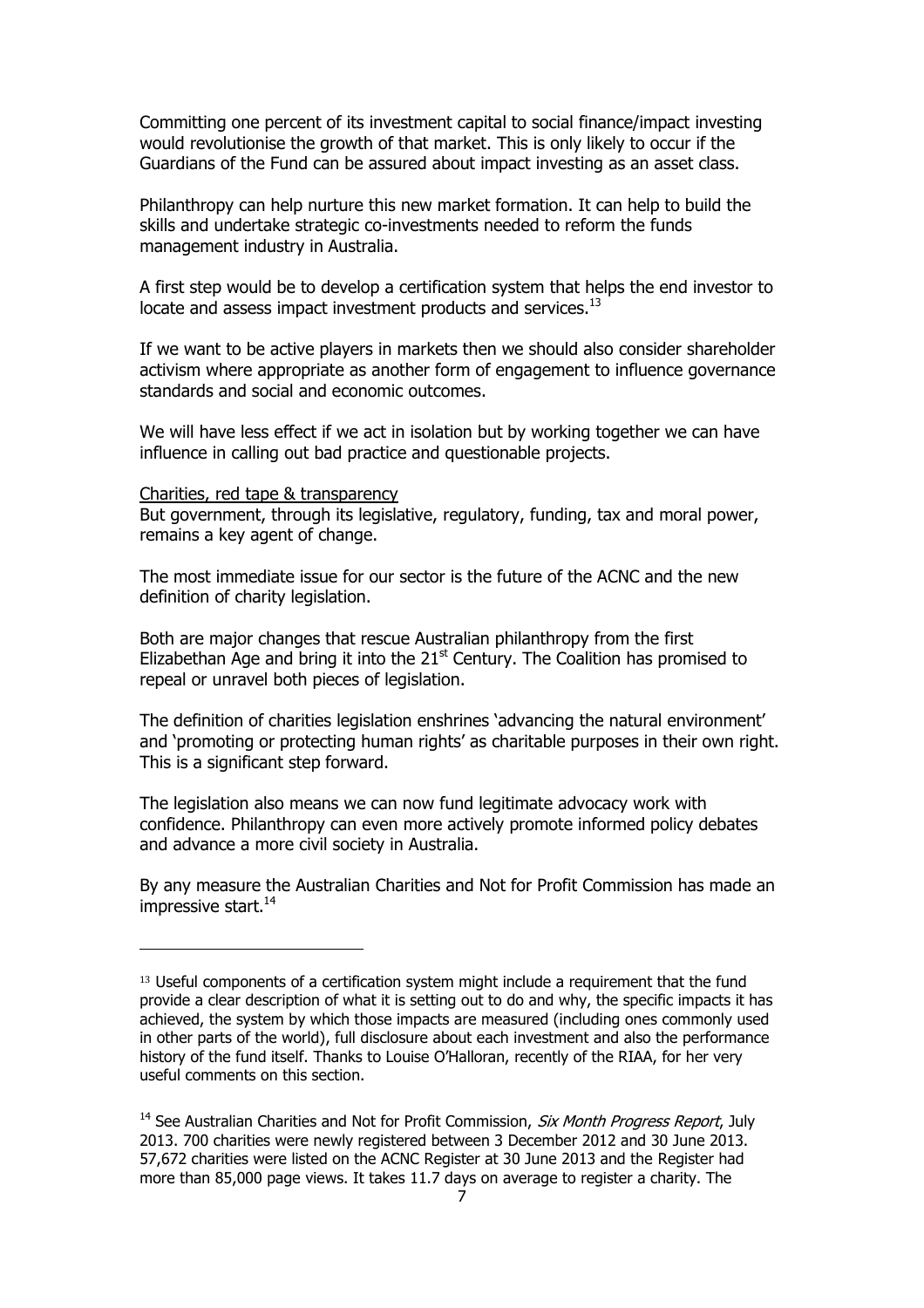Committing one percent of its investment capital to social finance/impact investing would revolutionise the growth of that market. This is only likely to occur if the Guardians of the Fund can be assured about impact investing as an asset class.

Philanthropy can help nurture this new market formation. It can help to build the skills and undertake strategic co-investments needed to reform the funds management industry in Australia.

A first step would be to develop a certification system that helps the end investor to locate and assess impact investment products and services.[13]

If we want to be active players in markets then we should also consider shareholder activism where appropriate as another form of engagement to influence governance standards and social and economic outcomes.

We will have less effect if we act in isolation but by working together we can have influence in calling out bad practice and questionable projects.

Charities, red tape & transparency

But government, through its legislative, regulatory, funding, tax and moral power, remains a key agent of change.

The most immediate issue for our sector is the future of the ACNC and the new definition of charity legislation.

Both are major changes that rescue Australian philanthropy from the first Elizabethan Age and bring it into the 21st Century. The Coalition has promised to repeal or unravel both pieces of legislation.

The definition of charities legislation enshrines 'advancing the natural environment' and 'promoting or protecting human rights' as charitable purposes in their own right. This is a significant step forward.

The legislation also means we can now fund legitimate advocacy work with confidence. Philanthropy can even more actively promote informed policy debates and advance a more civil society in Australia.

By any measure the Australian Charities and Not for Profit Commission has made an impressive start.[14]

---

[13] Useful components of a certification system might include a requirement that the fund provide a clear description of what it is setting out to do and why, the specific impacts it has achieved, the system by which those impacts are measured (including ones commonly used in other parts of the world), full disclosure about each investment and also the performance history of the fund itself. Thanks to Louise O'Halloran, recently of the RIAA, for her very useful comments on this section.

[14] See Australian Charities and Not for Profit Commission, *Six Month Progress Report*, July 2013. 700 charities were newly registered between 3 December 2012 and 30 June 2013. 57,672 charities were listed on the ACNC Register at 30 June 2013 and the Register had more than 85,000 page views. It takes 11.7 days on average to register a charity. The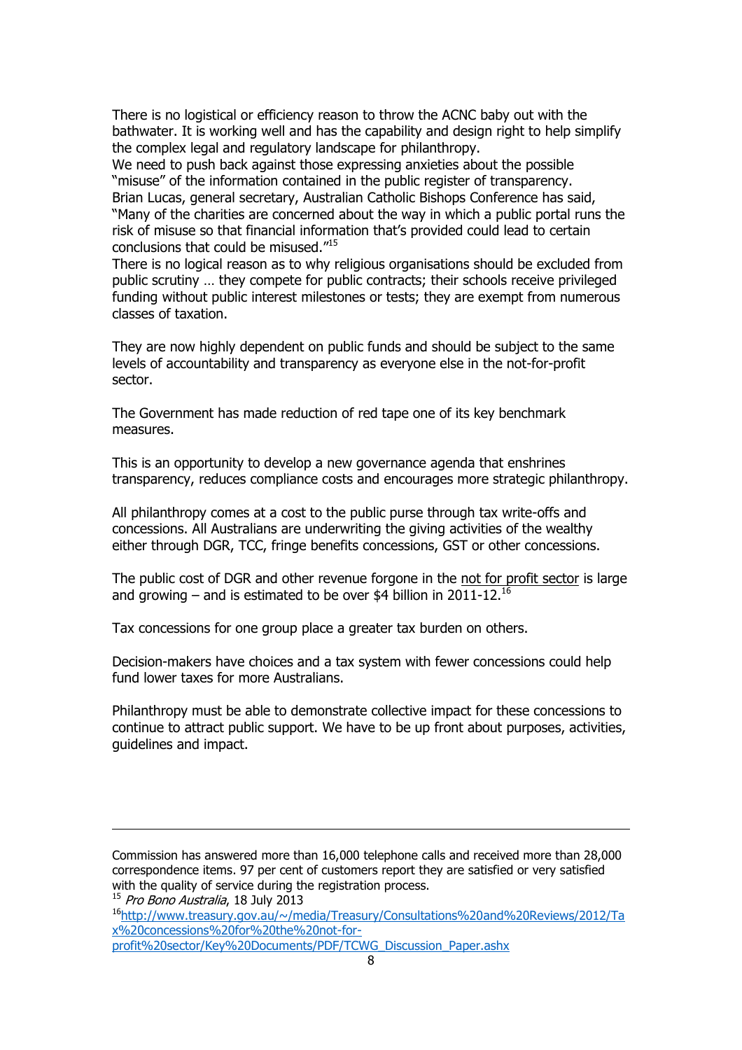There is no logistical or efficiency reason to throw the ACNC baby out with the bathwater. It is working well and has the capability and design right to help simplify the complex legal and regulatory landscape for philanthropy.

We need to push back against those expressing anxieties about the possible "misuse" of the information contained in the public register of transparency.

Brian Lucas, general secretary, Australian Catholic Bishops Conference has said, "Many of the charities are concerned about the way in which a public portal runs the risk of misuse so that financial information that's provided could lead to certain conclusions that could be misused."[15]

There is no logical reason as to why religious organisations should be excluded from public scrutiny … they compete for public contracts; their schools receive privileged funding without public interest milestones or tests; they are exempt from numerous classes of taxation.

They are now highly dependent on public funds and should be subject to the same levels of accountability and transparency as everyone else in the not-for-profit sector.

The Government has made reduction of red tape one of its key benchmark measures.

This is an opportunity to develop a new governance agenda that enshrines transparency, reduces compliance costs and encourages more strategic philanthropy.

All philanthropy comes at a cost to the public purse through tax write-offs and concessions. All Australians are underwriting the giving activities of the wealthy either through DGR, TCC, fringe benefits concessions, GST or other concessions.

The public cost of DGR and other revenue forgone in the not for profit sector is large and growing – and is estimated to be over $4 billion in 2011-12.[16]

Tax concessions for one group place a greater tax burden on others.

Decision-makers have choices and a tax system with fewer concessions could help fund lower taxes for more Australians.

Philanthropy must be able to demonstrate collective impact for these concessions to continue to attract public support. We have to be up front about purposes, activities, guidelines and impact.

---

Commission has answered more than 16,000 telephone calls and received more than 28,000 correspondence items. 97 per cent of customers report they are satisfied or very satisfied with the quality of service during the registration process.

[15] *Pro Bono Australia*, 18 July 2013

[16] http://www.treasury.gov.au/~/media/Treasury/Consultations%20and%20Reviews/2012/Tax%20concessions%20for%20the%20not-for-profit%20sector/Key%20Documents/PDF/TCWG_Discussion_Paper.ashx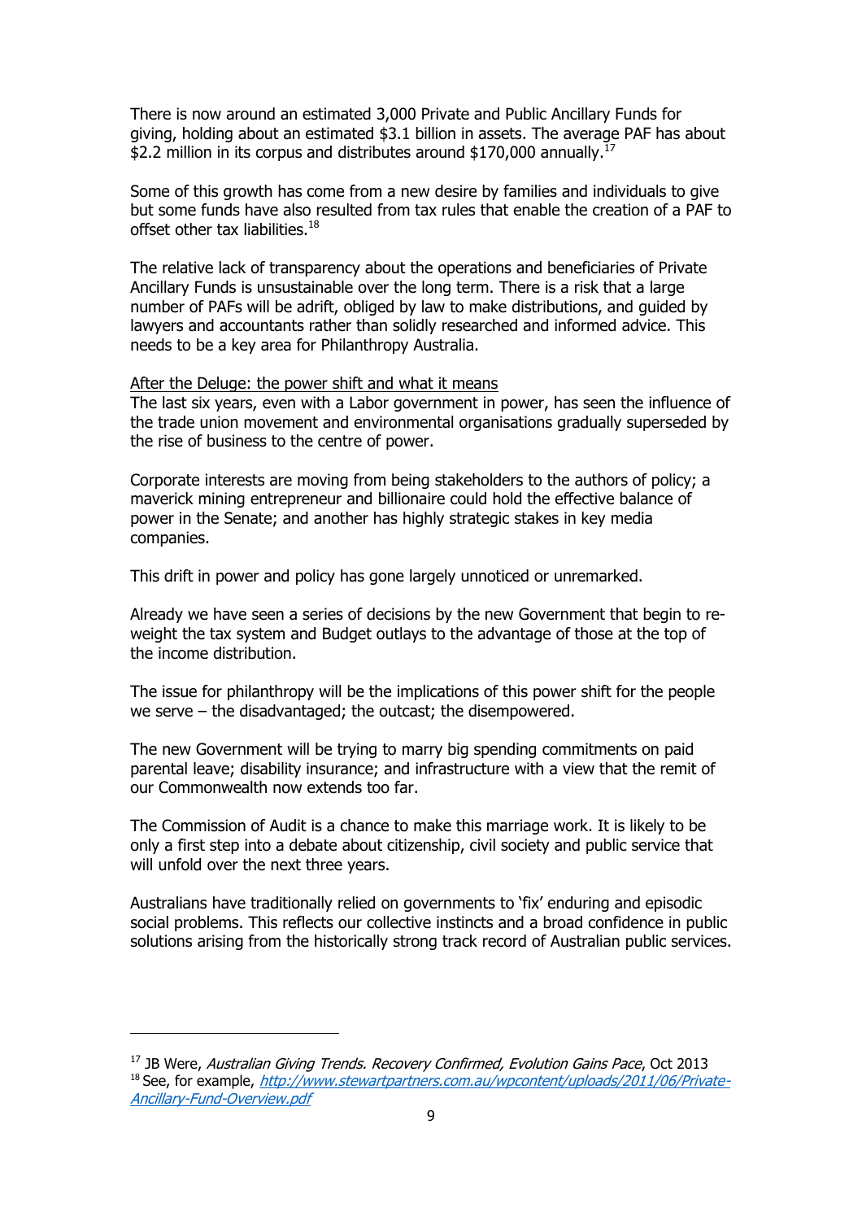There is now around an estimated 3,000 Private and Public Ancillary Funds for giving, holding about an estimated $3.1 billion in assets. The average PAF has about $2.2 million in its corpus and distributes around $170,000 annually.[17]

Some of this growth has come from a new desire by families and individuals to give but some funds have also resulted from tax rules that enable the creation of a PAF to offset other tax liabilities.[18]

The relative lack of transparency about the operations and beneficiaries of Private Ancillary Funds is unsustainable over the long term. There is a risk that a large number of PAFs will be adrift, obliged by law to make distributions, and guided by lawyers and accountants rather than solidly researched and informed advice. This needs to be a key area for Philanthropy Australia.

<u>After the Deluge: the power shift and what it means</u>

The last six years, even with a Labor government in power, has seen the influence of the trade union movement and environmental organisations gradually superseded by the rise of business to the centre of power.

Corporate interests are moving from being stakeholders to the authors of policy; a maverick mining entrepreneur and billionaire could hold the effective balance of power in the Senate; and another has highly strategic stakes in key media companies.

This drift in power and policy has gone largely unnoticed or unremarked.

Already we have seen a series of decisions by the new Government that begin to re-weight the tax system and Budget outlays to the advantage of those at the top of the income distribution.

The issue for philanthropy will be the implications of this power shift for the people we serve – the disadvantaged; the outcast; the disempowered.

The new Government will be trying to marry big spending commitments on paid parental leave; disability insurance; and infrastructure with a view that the remit of our Commonwealth now extends too far.

The Commission of Audit is a chance to make this marriage work. It is likely to be only a first step into a debate about citizenship, civil society and public service that will unfold over the next three years.

Australians have traditionally relied on governments to 'fix' enduring and episodic social problems. This reflects our collective instincts and a broad confidence in public solutions arising from the historically strong track record of Australian public services.

---

[17] JB Were, *Australian Giving Trends. Recovery Confirmed, Evolution Gains Pace*, Oct 2013

[18] See, for example, *http://www.stewartpartners.com.au/wpcontent/uploads/2011/06/Private-Ancillary-Fund-Overview.pdf*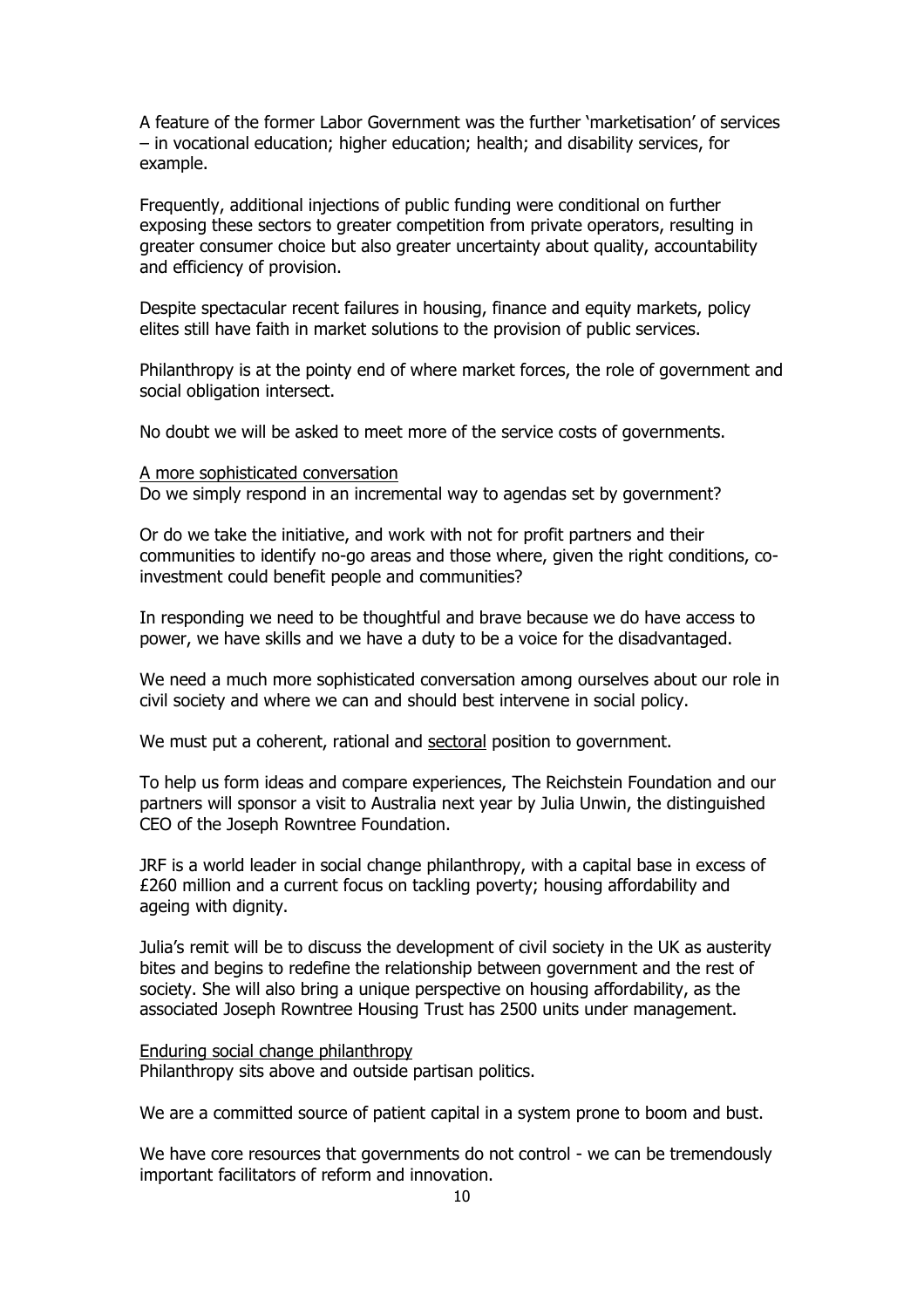A feature of the former Labor Government was the further 'marketisation' of services – in vocational education; higher education; health; and disability services, for example.

Frequently, additional injections of public funding were conditional on further exposing these sectors to greater competition from private operators, resulting in greater consumer choice but also greater uncertainty about quality, accountability and efficiency of provision.

Despite spectacular recent failures in housing, finance and equity markets, policy elites still have faith in market solutions to the provision of public services.

Philanthropy is at the pointy end of where market forces, the role of government and social obligation intersect.

No doubt we will be asked to meet more of the service costs of governments.

<u>A more sophisticated conversation</u>

Do we simply respond in an incremental way to agendas set by government?

Or do we take the initiative, and work with not for profit partners and their communities to identify no-go areas and those where, given the right conditions, co-investment could benefit people and communities?

In responding we need to be thoughtful and brave because we do have access to power, we have skills and we have a duty to be a voice for the disadvantaged.

We need a much more sophisticated conversation among ourselves about our role in civil society and where we can and should best intervene in social policy.

We must put a coherent, rational and <u>sectoral</u> position to government.

To help us form ideas and compare experiences, The Reichstein Foundation and our partners will sponsor a visit to Australia next year by Julia Unwin, the distinguished CEO of the Joseph Rowntree Foundation.

JRF is a world leader in social change philanthropy, with a capital base in excess of £260 million and a current focus on tackling poverty; housing affordability and ageing with dignity.

Julia's remit will be to discuss the development of civil society in the UK as austerity bites and begins to redefine the relationship between government and the rest of society. She will also bring a unique perspective on housing affordability, as the associated Joseph Rowntree Housing Trust has 2500 units under management.

<u>Enduring social change philanthropy</u>

Philanthropy sits above and outside partisan politics.

We are a committed source of patient capital in a system prone to boom and bust.

We have core resources that governments do not control - we can be tremendously important facilitators of reform and innovation.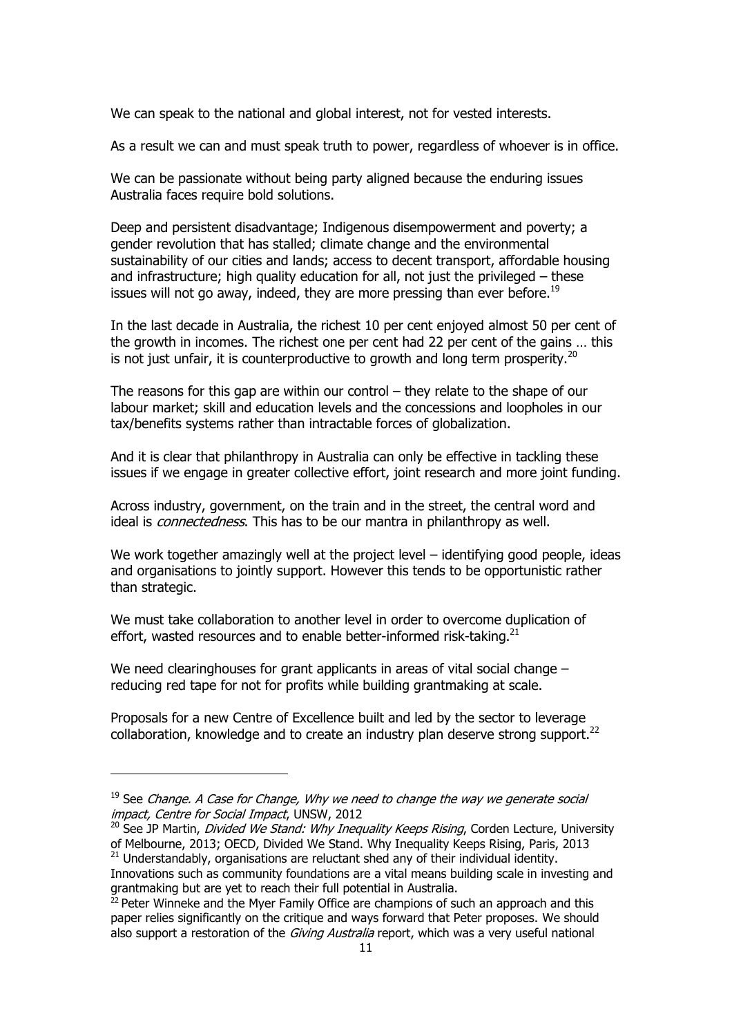We can speak to the national and global interest, not for vested interests.

As a result we can and must speak truth to power, regardless of whoever is in office.

We can be passionate without being party aligned because the enduring issues Australia faces require bold solutions.

Deep and persistent disadvantage; Indigenous disempowerment and poverty; a gender revolution that has stalled; climate change and the environmental sustainability of our cities and lands; access to decent transport, affordable housing and infrastructure; high quality education for all, not just the privileged – these issues will not go away, indeed, they are more pressing than ever before.[19]

In the last decade in Australia, the richest 10 per cent enjoyed almost 50 per cent of the growth in incomes. The richest one per cent had 22 per cent of the gains … this is not just unfair, it is counterproductive to growth and long term prosperity.[20]

The reasons for this gap are within our control – they relate to the shape of our labour market; skill and education levels and the concessions and loopholes in our tax/benefits systems rather than intractable forces of globalization.

And it is clear that philanthropy in Australia can only be effective in tackling these issues if we engage in greater collective effort, joint research and more joint funding.

Across industry, government, on the train and in the street, the central word and ideal is *connectedness*. This has to be our mantra in philanthropy as well.

We work together amazingly well at the project level – identifying good people, ideas and organisations to jointly support. However this tends to be opportunistic rather than strategic.

We must take collaboration to another level in order to overcome duplication of effort, wasted resources and to enable better-informed risk-taking.[21]

We need clearinghouses for grant applicants in areas of vital social change – reducing red tape for not for profits while building grantmaking at scale.

Proposals for a new Centre of Excellence built and led by the sector to leverage collaboration, knowledge and to create an industry plan deserve strong support.[22]

---

[19] See *Change. A Case for Change, Why we need to change the way we generate social impact, Centre for Social Impact*, UNSW, 2012

[20] See JP Martin, *Divided We Stand: Why Inequality Keeps Rising*, Corden Lecture, University of Melbourne, 2013; OECD, Divided We Stand. Why Inequality Keeps Rising, Paris, 2013

[21] Understandably, organisations are reluctant shed any of their individual identity. Innovations such as community foundations are a vital means building scale in investing and grantmaking but are yet to reach their full potential in Australia.

[22] Peter Winneke and the Myer Family Office are champions of such an approach and this paper relies significantly on the critique and ways forward that Peter proposes. We should also support a restoration of the *Giving Australia* report, which was a very useful national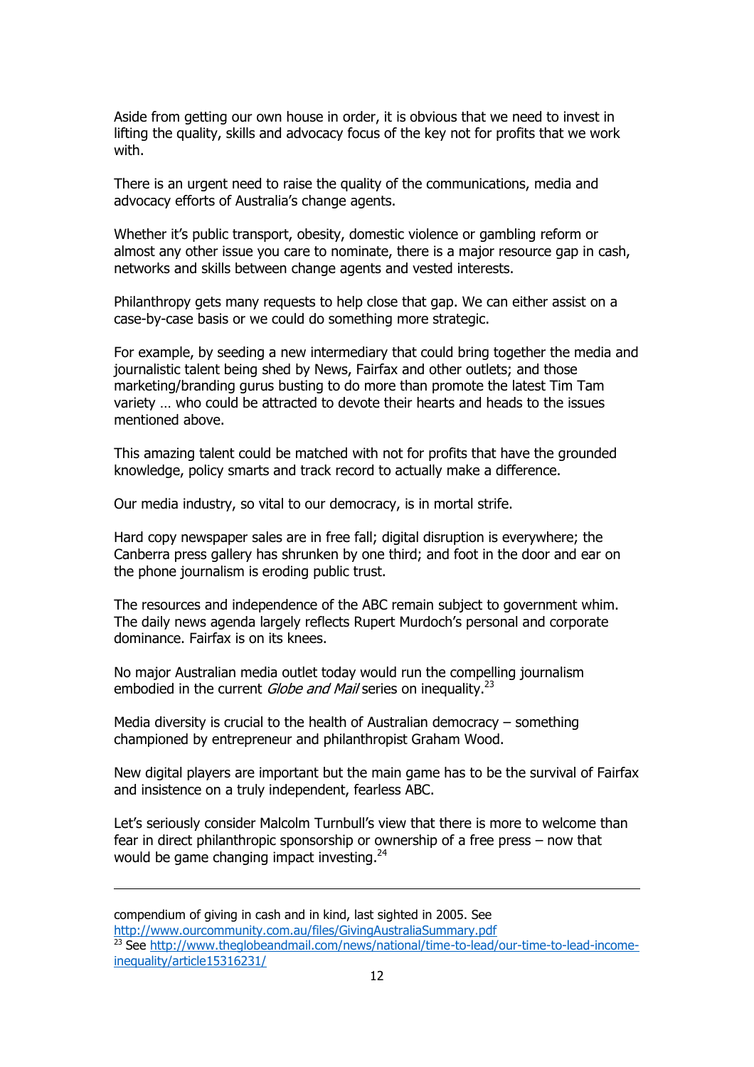Aside from getting our own house in order, it is obvious that we need to invest in lifting the quality, skills and advocacy focus of the key not for profits that we work with.

There is an urgent need to raise the quality of the communications, media and advocacy efforts of Australia's change agents.

Whether it's public transport, obesity, domestic violence or gambling reform or almost any other issue you care to nominate, there is a major resource gap in cash, networks and skills between change agents and vested interests.

Philanthropy gets many requests to help close that gap. We can either assist on a case-by-case basis or we could do something more strategic.

For example, by seeding a new intermediary that could bring together the media and journalistic talent being shed by News, Fairfax and other outlets; and those marketing/branding gurus busting to do more than promote the latest Tim Tam variety … who could be attracted to devote their hearts and heads to the issues mentioned above.

This amazing talent could be matched with not for profits that have the grounded knowledge, policy smarts and track record to actually make a difference.

Our media industry, so vital to our democracy, is in mortal strife.

Hard copy newspaper sales are in free fall; digital disruption is everywhere; the Canberra press gallery has shrunken by one third; and foot in the door and ear on the phone journalism is eroding public trust.

The resources and independence of the ABC remain subject to government whim. The daily news agenda largely reflects Rupert Murdoch's personal and corporate dominance. Fairfax is on its knees.

No major Australian media outlet today would run the compelling journalism embodied in the current *Globe and Mail* series on inequality.[23]

Media diversity is crucial to the health of Australian democracy – something championed by entrepreneur and philanthropist Graham Wood.

New digital players are important but the main game has to be the survival of Fairfax and insistence on a truly independent, fearless ABC.

Let's seriously consider Malcolm Turnbull's view that there is more to welcome than fear in direct philanthropic sponsorship or ownership of a free press – now that would be game changing impact investing.[24]

---

compendium of giving in cash and in kind, last sighted in 2005. See http://www.ourcommunity.com.au/files/GivingAustraliaSummary.pdf

[23] See http://www.theglobeandmail.com/news/national/time-to-lead/our-time-to-lead-income-inequality/article15316231/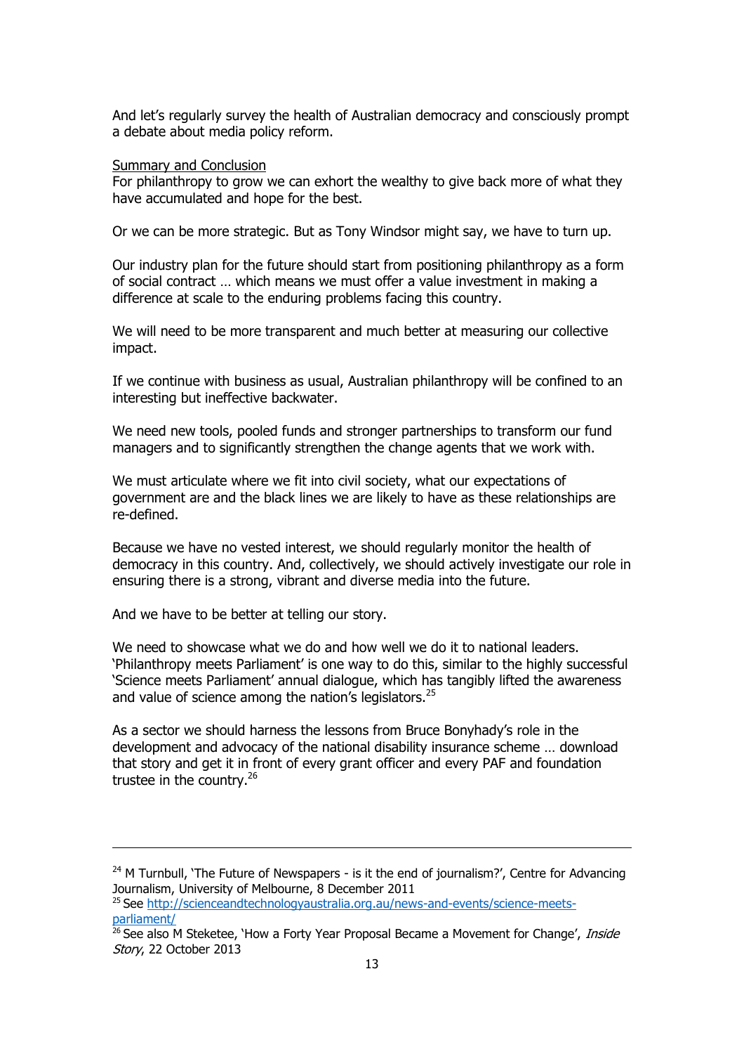And let's regularly survey the health of Australian democracy and consciously prompt a debate about media policy reform.

## Summary and Conclusion

For philanthropy to grow we can exhort the wealthy to give back more of what they have accumulated and hope for the best.

Or we can be more strategic. But as Tony Windsor might say, we have to turn up.

Our industry plan for the future should start from positioning philanthropy as a form of social contract … which means we must offer a value investment in making a difference at scale to the enduring problems facing this country.

We will need to be more transparent and much better at measuring our collective impact.

If we continue with business as usual, Australian philanthropy will be confined to an interesting but ineffective backwater.

We need new tools, pooled funds and stronger partnerships to transform our fund managers and to significantly strengthen the change agents that we work with.

We must articulate where we fit into civil society, what our expectations of government are and the black lines we are likely to have as these relationships are re-defined.

Because we have no vested interest, we should regularly monitor the health of democracy in this country. And, collectively, we should actively investigate our role in ensuring there is a strong, vibrant and diverse media into the future.

And we have to be better at telling our story.

We need to showcase what we do and how well we do it to national leaders. 'Philanthropy meets Parliament' is one way to do this, similar to the highly successful 'Science meets Parliament' annual dialogue, which has tangibly lifted the awareness and value of science among the nation's legislators.[25]

As a sector we should harness the lessons from Bruce Bonyhady's role in the development and advocacy of the national disability insurance scheme … download that story and get it in front of every grant officer and every PAF and foundation trustee in the country.[26]

---

[24] M Turnbull, 'The Future of Newspapers - is it the end of journalism?', Centre for Advancing Journalism, University of Melbourne, 8 December 2011

[25] See http://scienceandtechnologyaustralia.org.au/news-and-events/science-meets-parliament/

[26] See also M Steketee, 'How a Forty Year Proposal Became a Movement for Change', *Inside Story*, 22 October 2013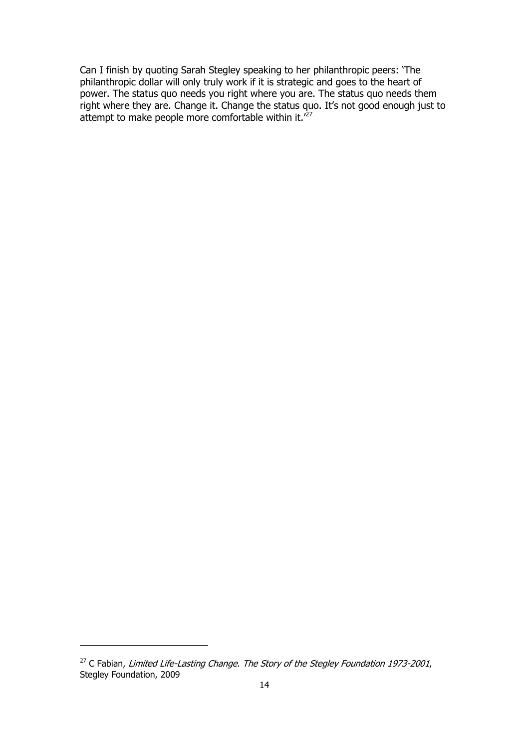Can I finish by quoting Sarah Stegley speaking to her philanthropic peers: 'The philanthropic dollar will only truly work if it is strategic and goes to the heart of power. The status quo needs you right where you are. The status quo needs them right where they are. Change it. Change the status quo. It's not good enough just to attempt to make people more comfortable within it.'[27]

---

[27] C Fabian, *Limited Life-Lasting Change. The Story of the Stegley Foundation 1973-2001*, Stegley Foundation, 2009